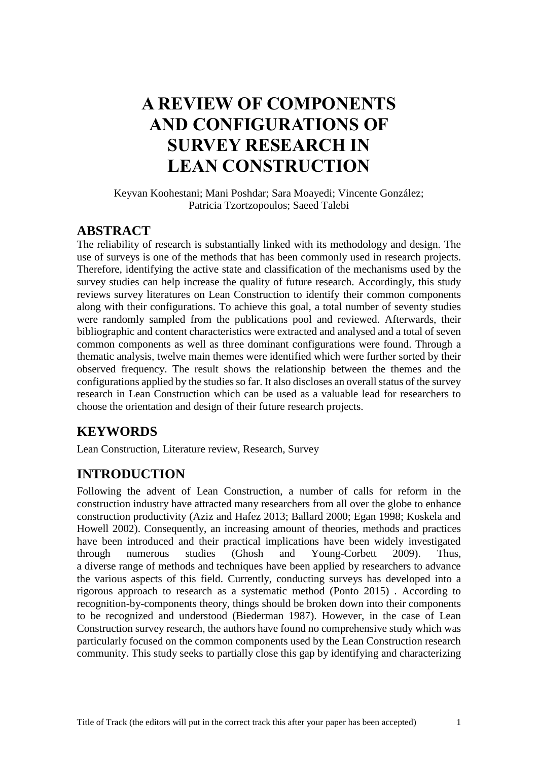# A REVIEW OF COMPONENTS AND CONFIGURATIONS OF SURVEY RESEARCH IN LEAN CONSTRUCTION

Keyvan Koohestani; Mani Poshdar; Sara Moayedi; Vincente González; Patricia Tzortzopoulos; Saeed Talebi

## ABSTRACT

The reliability of research is substantially linked with its methodology and design. The use of surveys is one of the methods that has been commonly used in research projects. Therefore, identifying the active state and classification of the mechanisms used by the survey studies can help increase the quality of future research. Accordingly, this study reviews survey literatures on Lean Construction to identify their common components along with their configurations. To achieve this goal, a total number of seventy studies were randomly sampled from the publications pool and reviewed. Afterwards, their bibliographic and content characteristics were extracted and analysed and a total of seven common components as well as three dominant configurations were found. Through a thematic analysis, twelve main themes were identified which were further sorted by their observed frequency. The result shows the relationship between the themes and the configurations applied by the studies so far. It also discloses an overall status of the survey research in Lean Construction which can be used as a valuable lead for researchers to choose the orientation and design of their future research projects.

## KEYWORDS

Lean Construction, Literature review, Research, Survey

## INTRODUCTION

Following the advent of Lean Construction, a number of calls for reform in the construction industry have attracted many researchers from all over the globe to enhance construction productivity (Aziz and Hafez 2013; Ballard 2000; Egan 1998; Koskela and Howell 2002). Consequently, an increasing amount of theories, methods and practices have been introduced and their practical implications have been widely investigated through numerous studies (Ghosh and Young-Corbett 2009). Thus, a diverse range of methods and techniques have been applied by researchers to advance the various aspects of this field. Currently, conducting surveys has developed into a rigorous approach to research as a systematic method (Ponto 2015) . According to recognition-by-components theory, things should be broken down into their components to be recognized and understood (Biederman 1987). However, in the case of Lean Construction survey research, the authors have found no comprehensive study which was particularly focused on the common components used by the Lean Construction research community. This study seeks to partially close this gap by identifying and characterizing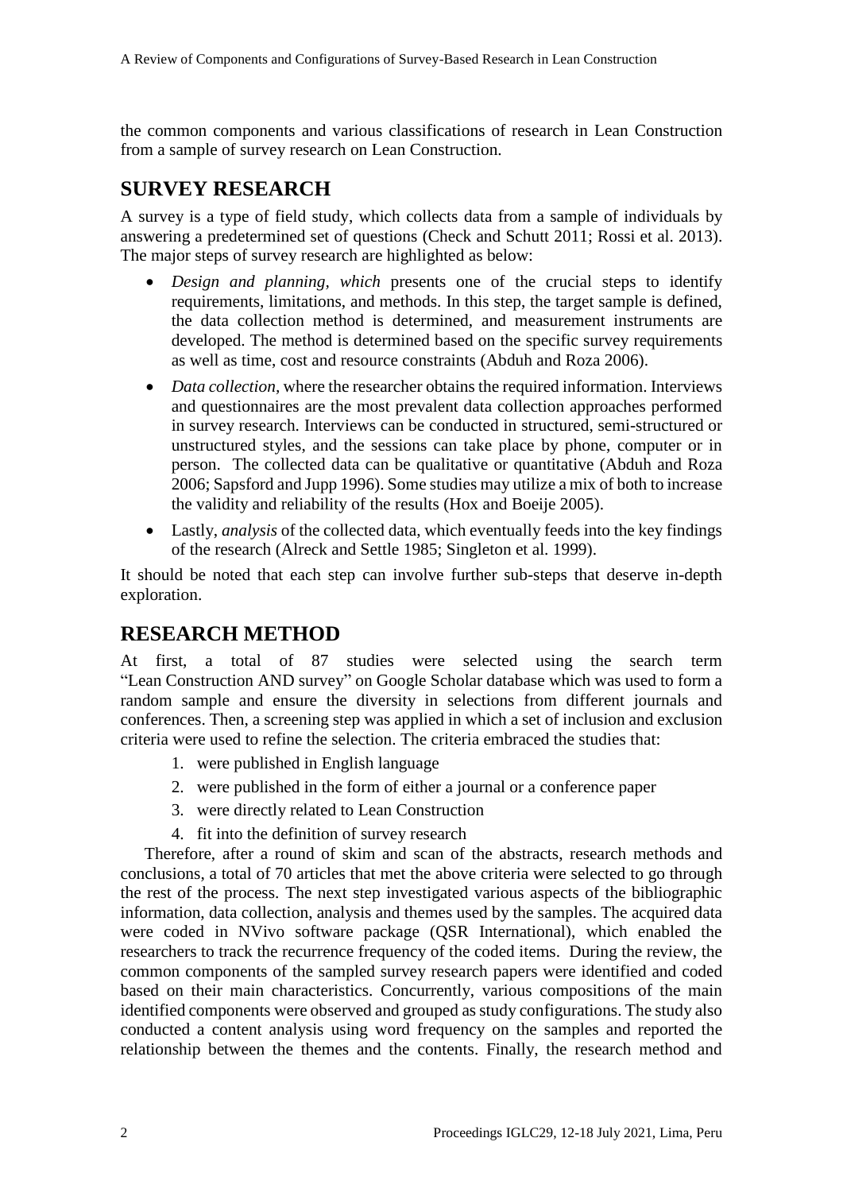the common components and various classifications of research in Lean Construction from a sample of survey research on Lean Construction.

## SURVEY RESEARCH

A survey is a type of field study, which collects data from a sample of individuals by answering a predetermined set of questions (Check and Schutt 2011; Rossi et al. 2013). The major steps of survey research are highlighted as below:

- *Design and planning, which* presents one of the crucial steps to identify requirements, limitations, and methods. In this step, the target sample is defined, the data collection method is determined, and measurement instruments are developed. The method is determined based on the specific survey requirements as well as time, cost and resource constraints (Abduh and Roza 2006).
- *Data collection*, where the researcher obtains the required information. Interviews and questionnaires are the most prevalent data collection approaches performed in survey research. Interviews can be conducted in structured, semi-structured or unstructured styles, and the sessions can take place by phone, computer or in person. The collected data can be qualitative or quantitative (Abduh and Roza 2006; Sapsford and Jupp 1996). Some studies may utilize a mix of both to increase the validity and reliability of the results (Hox and Boeije 2005).
- Lastly, *analysis* of the collected data, which eventually feeds into the key findings of the research (Alreck and Settle 1985; Singleton et al. 1999).

It should be noted that each step can involve further sub-steps that deserve in-depth exploration.

## RESEARCH METHOD

At first, a total of 87 studies were selected using the search term "Lean Construction AND survey" on Google Scholar database which was used to form a random sample and ensure the diversity in selections from different journals and conferences. Then, a screening step was applied in which a set of inclusion and exclusion criteria were used to refine the selection. The criteria embraced the studies that:

1. were published in English language
2. were published in the form of either a journal or a conference paper
3. were directly related to Lean Construction
4. fit into the definition of survey research

Therefore, after a round of skim and scan of the abstracts, research methods and conclusions, a total of 70 articles that met the above criteria were selected to go through the rest of the process. The next step investigated various aspects of the bibliographic information, data collection, analysis and themes used by the samples. The acquired data were coded in NVivo software package (QSR International), which enabled the researchers to track the recurrence frequency of the coded items. During the review, the common components of the sampled survey research papers were identified and coded based on their main characteristics. Concurrently, various compositions of the main identified components were observed and grouped as study configurations. The study also conducted a content analysis using word frequency on the samples and reported the relationship between the themes and the contents. Finally, the research method and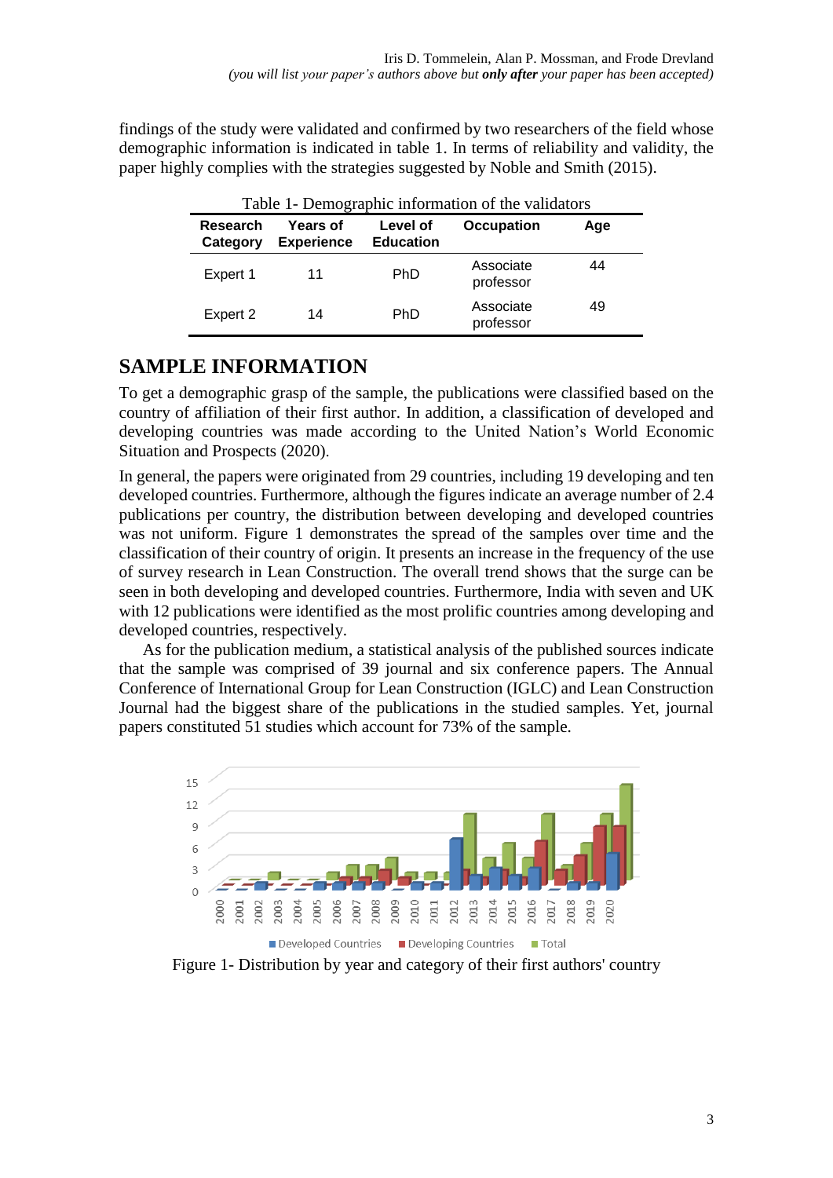findings of the study were validated and confirmed by two researchers of the field whose demographic information is indicated in table 1. In terms of reliability and validity, the paper highly complies with the strategies suggested by Noble and Smith (2015).

Table 1- Demographic information of the validators

| Research Category | Years of Experience | Level of Education | Occupation | Age |
|---|---|---|---|---|
| Expert 1 | 11 | PhD | Associate professor | 44 |
| Expert 2 | 14 | PhD | Associate professor | 49 |

## SAMPLE INFORMATION

To get a demographic grasp of the sample, the publications were classified based on the country of affiliation of their first author. In addition, a classification of developed and developing countries was made according to the United Nation's World Economic Situation and Prospects (2020).

In general, the papers were originated from 29 countries, including 19 developing and ten developed countries. Furthermore, although the figures indicate an average number of 2.4 publications per country, the distribution between developing and developed countries was not uniform. Figure 1 demonstrates the spread of the samples over time and the classification of their country of origin. It presents an increase in the frequency of the use of survey research in Lean Construction. The overall trend shows that the surge can be seen in both developing and developed countries. Furthermore, India with seven and UK with 12 publications were identified as the most prolific countries among developing and developed countries, respectively.

As for the publication medium, a statistical analysis of the published sources indicate that the sample was comprised of 39 journal and six conference papers. The Annual Conference of International Group for Lean Construction (IGLC) and Lean Construction Journal had the biggest share of the publications in the studied samples. Yet, journal papers constituted 51 studies which account for 73% of the sample.

15
12
9
6
3
0

2000 2001 2002 2003 2004 2005 2006 2007 2008 2009 2010 2011 2012 2013 2014 2015 2016 2017 2018 2019 2020

Developed Countries   Developing Countries   Total

Figure 1- Distribution by year and category of their first authors' country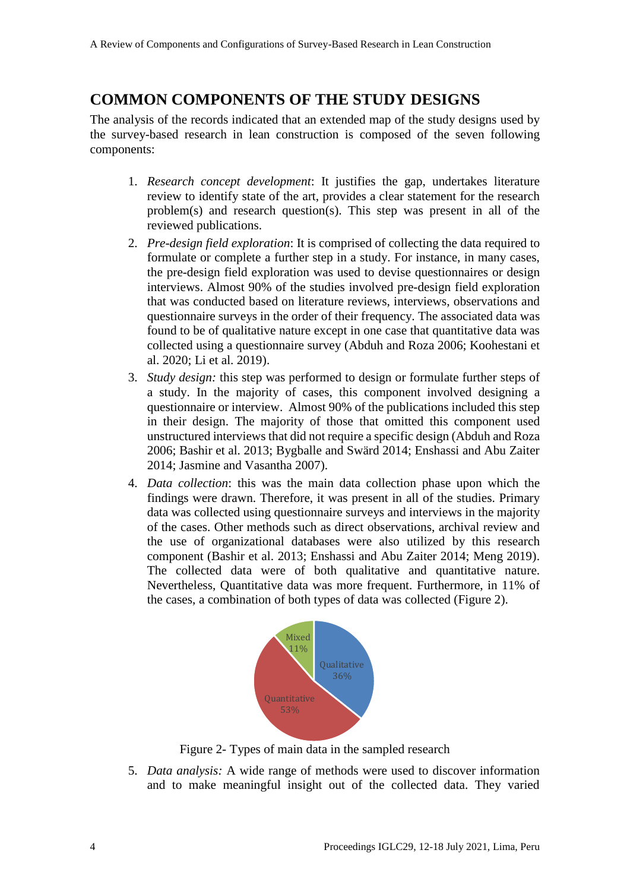## COMMON COMPONENTS OF THE STUDY DESIGNS

The analysis of the records indicated that an extended map of the study designs used by the survey-based research in lean construction is composed of the seven following components:

1. *Research concept development*: It justifies the gap, undertakes literature review to identify state of the art, provides a clear statement for the research problem(s) and research question(s). This step was present in all of the reviewed publications.
2. *Pre-design field exploration*: It is comprised of collecting the data required to formulate or complete a further step in a study. For instance, in many cases, the pre-design field exploration was used to devise questionnaires or design interviews. Almost 90% of the studies involved pre-design field exploration that was conducted based on literature reviews, interviews, observations and questionnaire surveys in the order of their frequency. The associated data was found to be of qualitative nature except in one case that quantitative data was collected using a questionnaire survey (Abduh and Roza 2006; Koohestani et al. 2020; Li et al. 2019).
3. *Study design:* this step was performed to design or formulate further steps of a study. In the majority of cases, this component involved designing a questionnaire or interview. Almost 90% of the publications included this step in their design. The majority of those that omitted this component used unstructured interviews that did not require a specific design (Abduh and Roza 2006; Bashir et al. 2013; Bygballe and Swärd 2014; Enshassi and Abu Zaiter 2014; Jasmine and Vasantha 2007).
4. *Data collection*: this was the main data collection phase upon which the findings were drawn. Therefore, it was present in all of the studies. Primary data was collected using questionnaire surveys and interviews in the majority of the cases. Other methods such as direct observations, archival review and the use of organizational databases were also utilized by this research component (Bashir et al. 2013; Enshassi and Abu Zaiter 2014; Meng 2019). The collected data were of both qualitative and quantitative nature. Nevertheless, Quantitative data was more frequent. Furthermore, in 11% of the cases, a combination of both types of data was collected (Figure 2).

Mixed
11%
Qualitative
36%
Quantitative
53%

Figure 2- Types of main data in the sampled research

5. *Data analysis:* A wide range of methods were used to discover information and to make meaningful insight out of the collected data. They varied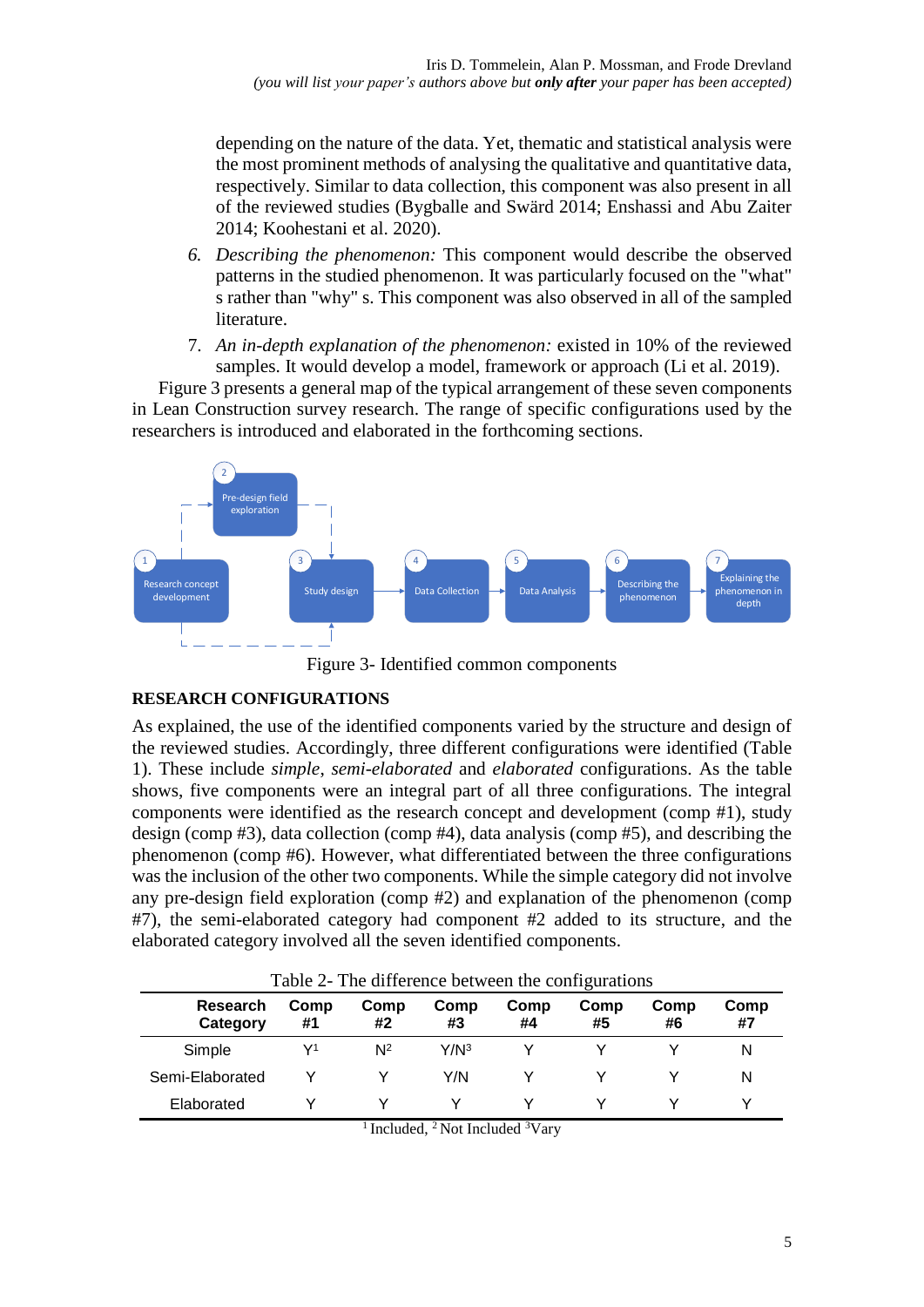depending on the nature of the data. Yet, thematic and statistical analysis were the most prominent methods of analysing the qualitative and quantitative data, respectively. Similar to data collection, this component was also present in all of the reviewed studies (Bygballe and Swärd 2014; Enshassi and Abu Zaiter 2014; Koohestani et al. 2020).

6. *Describing the phenomenon:* This component would describe the observed patterns in the studied phenomenon. It was particularly focused on the "what" s rather than "why" s. This component was also observed in all of the sampled literature.
7. *An in-depth explanation of the phenomenon:* existed in 10% of the reviewed samples. It would develop a model, framework or approach (Li et al. 2019).

Figure 3 presents a general map of the typical arrangement of these seven components in Lean Construction survey research. The range of specific configurations used by the researchers is introduced and elaborated in the forthcoming sections.

1 Research concept development
2 Pre-design field exploration
3 Study design
4 Data Collection
5 Data Analysis
6 Describing the phenomenon
7 Explaining the phenomenon in depth

Figure 3- Identified common components

## RESEARCH CONFIGURATIONS

As explained, the use of the identified components varied by the structure and design of the reviewed studies. Accordingly, three different configurations were identified (Table 1). These include *simple*, *semi-elaborated* and *elaborated* configurations. As the table shows, five components were an integral part of all three configurations. The integral components were identified as the research concept and development (comp #1), study design (comp #3), data collection (comp #4), data analysis (comp #5), and describing the phenomenon (comp #6). However, what differentiated between the three configurations was the inclusion of the other two components. While the simple category did not involve any pre-design field exploration (comp #2) and explanation of the phenomenon (comp #7), the semi-elaborated category had component #2 added to its structure, and the elaborated category involved all the seven identified components.

Table 2- The difference between the configurations

| Research Category | Comp #1 | Comp #2 | Comp #3 | Comp #4 | Comp #5 | Comp #6 | Comp #7 |
|---|---|---|---|---|---|---|---|
| Simple | Y[1] | N[2] | Y/N[3] | Y | Y | Y | N |
| Semi-Elaborated | Y | Y | Y/N | Y | Y | Y | N |
| Elaborated | Y | Y | Y | Y | Y | Y | Y |

[1] Included, [2] Not Included [3]Vary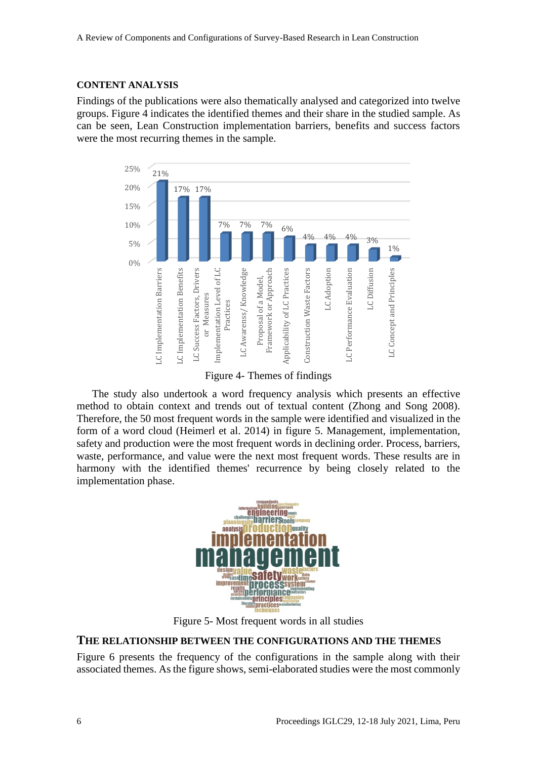## CONTENT ANALYSIS

Findings of the publications were also thematically analysed and categorized into twelve groups. Figure 4 indicates the identified themes and their share in the studied sample. As can be seen, Lean Construction implementation barriers, benefits and success factors were the most recurring themes in the sample.

25%
20%
15%
10%
5%
0%

21%
17%
17%
7%
7%
7%
6%
4%
4%
4%
3%
1%

LC Implementation Barriers
LC Implementation Benefits
LC Success Factors, Drivers or Measures
Implementation Level of LC Practices
LC Awarenss/ Knowledge
Proposal of a Model, Framework or Approach
Applicability of LC Practices
Construction Waste Factors
LC Adoption
LC Performance Evaluation
LC Diffusion
LC Concept and Principles

Figure 4- Themes of findings

The study also undertook a word frequency analysis which presents an effective method to obtain context and trends out of textual content (Zhong and Song 2008). Therefore, the 50 most frequent words in the sample were identified and visualized in the form of a word cloud (Heimerl et al. 2014) in figure 5. Management, implementation, safety and production were the most frequent words in declining order. Process, barriers, waste, performance, and value were the next most frequent words. These results are in harmony with the identified themes' recurrence by being closely related to the implementation phase.

Figure 5- Most frequent words in all studies

## THE RELATIONSHIP BETWEEN THE CONFIGURATIONS AND THE THEMES

Figure 6 presents the frequency of the configurations in the sample along with their associated themes. As the figure shows, semi-elaborated studies were the most commonly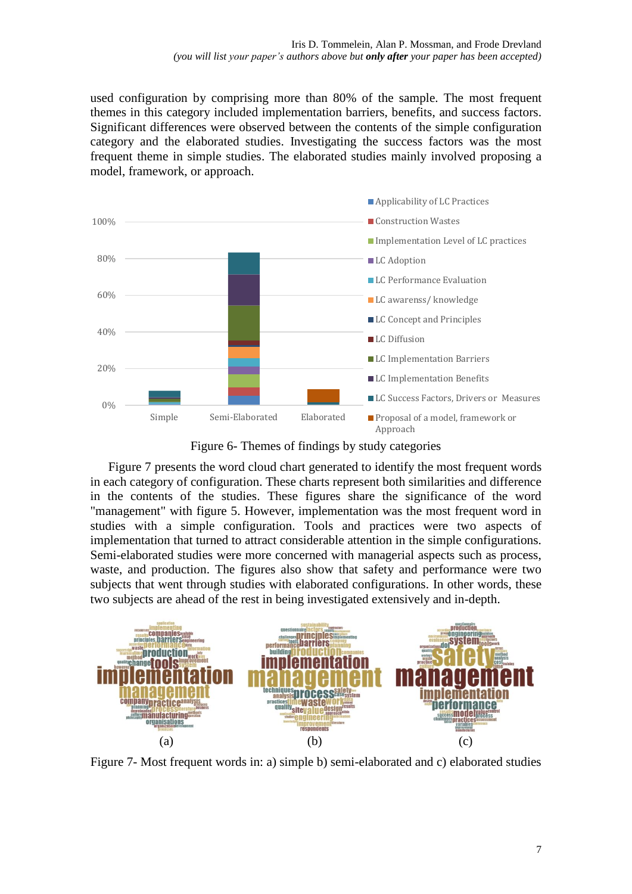used configuration by comprising more than 80% of the sample. The most frequent themes in this category included implementation barriers, benefits, and success factors. Significant differences were observed between the contents of the simple configuration category and the elaborated studies. Investigating the success factors was the most frequent theme in simple studies. The elaborated studies mainly involved proposing a model, framework, or approach.

100%
80%
60%
40%
20%
0%
Simple
Semi-Elaborated
Elaborated

Applicability of LC Practices
Construction Wastes
Implementation Level of LC practices
LC Adoption
LC Performance Evaluation
LC awarenss/ knowledge
LC Concept and Principles
LC Diffusion
LC Implementation Barriers
LC Implementation Benefits
LC Success Factors, Drivers or Measures
Proposal of a model, framework or Approach

Figure 6- Themes of findings by study categories

Figure 7 presents the word cloud chart generated to identify the most frequent words in each category of configuration. These charts represent both similarities and difference in the contents of the studies. These figures share the significance of the word "management" with figure 5. However, implementation was the most frequent word in studies with a simple configuration. Tools and practices were two aspects of implementation that turned to attract considerable attention in the simple configurations. Semi-elaborated studies were more concerned with managerial aspects such as process, waste, and production. The figures also show that safety and performance were two subjects that went through studies with elaborated configurations. In other words, these two subjects are ahead of the rest in being investigated extensively and in-depth.

(a) (b) (c)

Figure 7- Most frequent words in: a) simple b) semi-elaborated and c) elaborated studies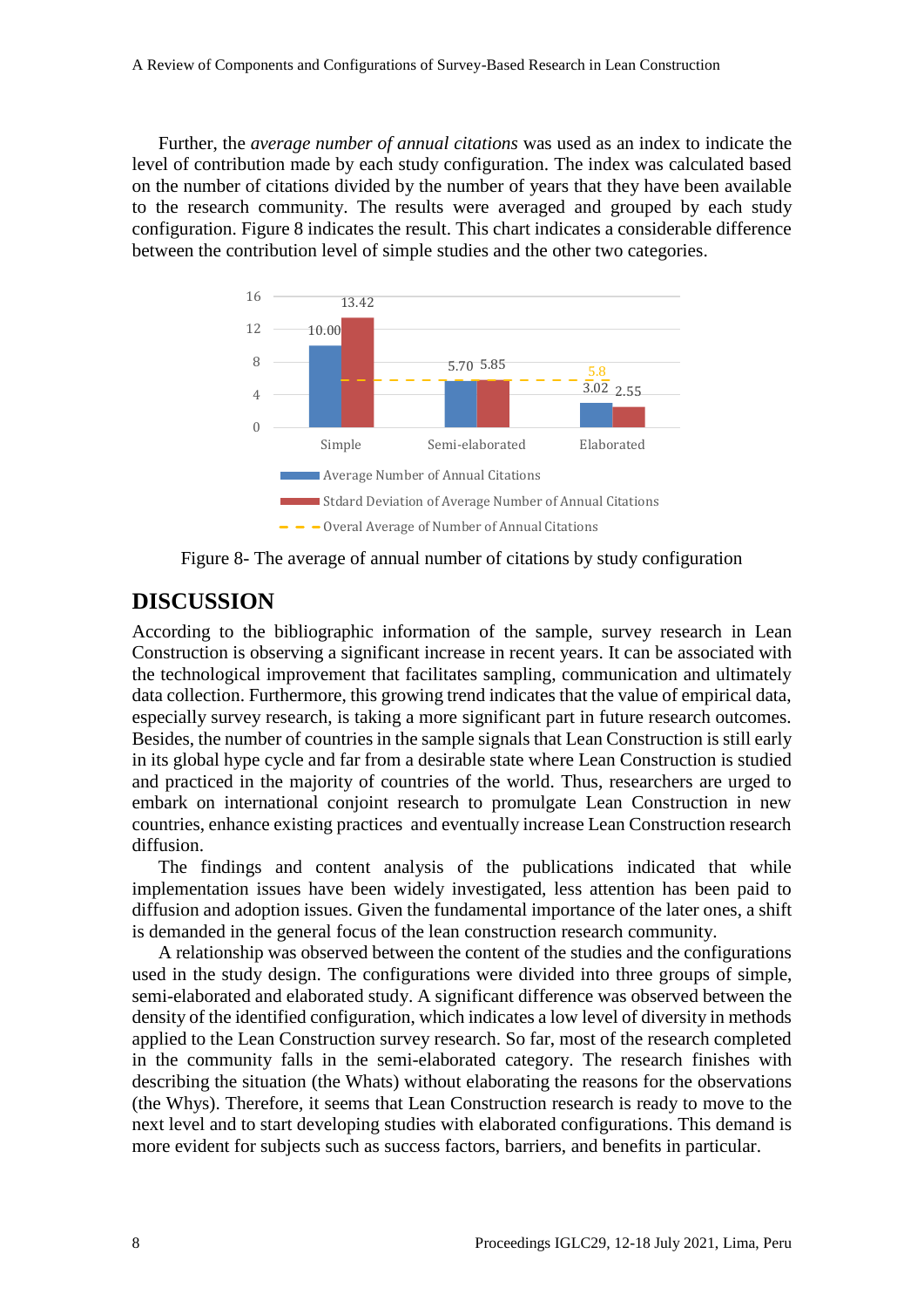Further, the *average number of annual citations* was used as an index to indicate the level of contribution made by each study configuration. The index was calculated based on the number of citations divided by the number of years that they have been available to the research community. The results were averaged and grouped by each study configuration. Figure 8 indicates the result. This chart indicates a considerable difference between the contribution level of simple studies and the other two categories.

16
12
8
4
0

10.00 13.42
5.70 5.85
5.8
3.02 2.55

Simple
Semi-elaborated
Elaborated

Average Number of Annual Citations
Stdard Deviation of Average Number of Annual Citations
Overal Average of Number of Annual Citations

Figure 8- The average of annual number of citations by study configuration

# DISCUSSION

According to the bibliographic information of the sample, survey research in Lean Construction is observing a significant increase in recent years. It can be associated with the technological improvement that facilitates sampling, communication and ultimately data collection. Furthermore, this growing trend indicates that the value of empirical data, especially survey research, is taking a more significant part in future research outcomes. Besides, the number of countries in the sample signals that Lean Construction is still early in its global hype cycle and far from a desirable state where Lean Construction is studied and practiced in the majority of countries of the world. Thus, researchers are urged to embark on international conjoint research to promulgate Lean Construction in new countries, enhance existing practices and eventually increase Lean Construction research diffusion.

The findings and content analysis of the publications indicated that while implementation issues have been widely investigated, less attention has been paid to diffusion and adoption issues. Given the fundamental importance of the later ones, a shift is demanded in the general focus of the lean construction research community.

A relationship was observed between the content of the studies and the configurations used in the study design. The configurations were divided into three groups of simple, semi-elaborated and elaborated study. A significant difference was observed between the density of the identified configuration, which indicates a low level of diversity in methods applied to the Lean Construction survey research. So far, most of the research completed in the community falls in the semi-elaborated category. The research finishes with describing the situation (the Whats) without elaborating the reasons for the observations (the Whys). Therefore, it seems that Lean Construction research is ready to move to the next level and to start developing studies with elaborated configurations. This demand is more evident for subjects such as success factors, barriers, and benefits in particular.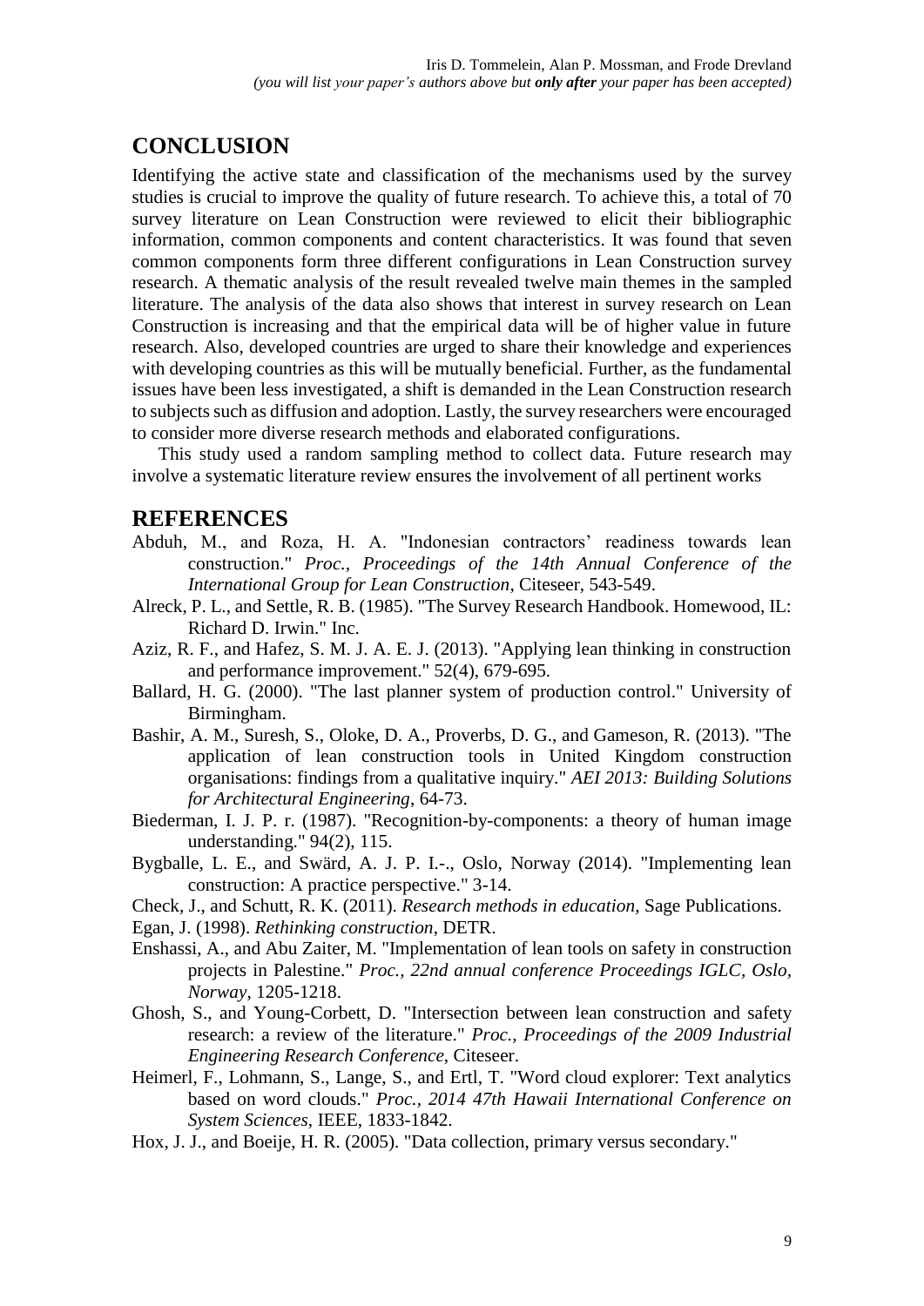# CONCLUSION

Identifying the active state and classification of the mechanisms used by the survey studies is crucial to improve the quality of future research. To achieve this, a total of 70 survey literature on Lean Construction were reviewed to elicit their bibliographic information, common components and content characteristics. It was found that seven common components form three different configurations in Lean Construction survey research. A thematic analysis of the result revealed twelve main themes in the sampled literature. The analysis of the data also shows that interest in survey research on Lean Construction is increasing and that the empirical data will be of higher value in future research. Also, developed countries are urged to share their knowledge and experiences with developing countries as this will be mutually beneficial. Further, as the fundamental issues have been less investigated, a shift is demanded in the Lean Construction research to subjects such as diffusion and adoption. Lastly, the survey researchers were encouraged to consider more diverse research methods and elaborated configurations.

This study used a random sampling method to collect data. Future research may involve a systematic literature review ensures the involvement of all pertinent works

# REFERENCES

Abduh, M., and Roza, H. A. "Indonesian contractors' readiness towards lean construction." *Proc., Proceedings of the 14th Annual Conference of the International Group for Lean Construction*, Citeseer, 543-549.

Alreck, P. L., and Settle, R. B. (1985). "The Survey Research Handbook. Homewood, IL: Richard D. Irwin." Inc.

Aziz, R. F., and Hafez, S. M. J. A. E. J. (2013). "Applying lean thinking in construction and performance improvement." 52(4), 679-695.

Ballard, H. G. (2000). "The last planner system of production control." University of Birmingham.

Bashir, A. M., Suresh, S., Oloke, D. A., Proverbs, D. G., and Gameson, R. (2013). "The application of lean construction tools in United Kingdom construction organisations: findings from a qualitative inquiry." *AEI 2013: Building Solutions for Architectural Engineering*, 64-73.

Biederman, I. J. P. r. (1987). "Recognition-by-components: a theory of human image understanding." 94(2), 115.

Bygballe, L. E., and Swärd, A. J. P. I.-., Oslo, Norway (2014). "Implementing lean construction: A practice perspective." 3-14.

Check, J., and Schutt, R. K. (2011). *Research methods in education*, Sage Publications.

Egan, J. (1998). *Rethinking construction*, DETR.

Enshassi, A., and Abu Zaiter, M. "Implementation of lean tools on safety in construction projects in Palestine." *Proc., 22nd annual conference Proceedings IGLC, Oslo, Norway*, 1205-1218.

Ghosh, S., and Young-Corbett, D. "Intersection between lean construction and safety research: a review of the literature." *Proc., Proceedings of the 2009 Industrial Engineering Research Conference*, Citeseer.

Heimerl, F., Lohmann, S., Lange, S., and Ertl, T. "Word cloud explorer: Text analytics based on word clouds." *Proc., 2014 47th Hawaii International Conference on System Sciences*, IEEE, 1833-1842.

Hox, J. J., and Boeije, H. R. (2005). "Data collection, primary versus secondary."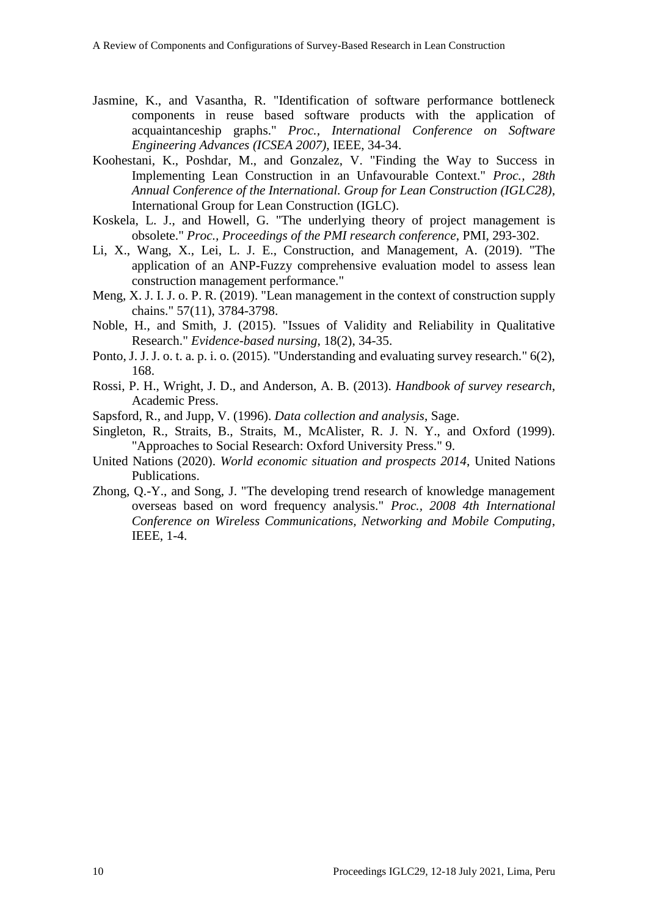Jasmine, K., and Vasantha, R. "Identification of software performance bottleneck components in reuse based software products with the application of acquaintanceship graphs." *Proc., International Conference on Software Engineering Advances (ICSEA 2007)*, IEEE, 34-34.

Koohestani, K., Poshdar, M., and Gonzalez, V. "Finding the Way to Success in Implementing Lean Construction in an Unfavourable Context." *Proc., 28th Annual Conference of the International. Group for Lean Construction (IGLC28)*, International Group for Lean Construction (IGLC).

Koskela, L. J., and Howell, G. "The underlying theory of project management is obsolete." *Proc., Proceedings of the PMI research conference*, PMI, 293-302.

Li, X., Wang, X., Lei, L. J. E., Construction, and Management, A. (2019). "The application of an ANP-Fuzzy comprehensive evaluation model to assess lean construction management performance."

Meng, X. J. I. J. o. P. R. (2019). "Lean management in the context of construction supply chains." 57(11), 3784-3798.

Noble, H., and Smith, J. (2015). "Issues of Validity and Reliability in Qualitative Research." *Evidence-based nursing*, 18(2), 34-35.

Ponto, J. J. J. o. t. a. p. i. o. (2015). "Understanding and evaluating survey research." 6(2), 168.

Rossi, P. H., Wright, J. D., and Anderson, A. B. (2013). *Handbook of survey research*, Academic Press.

Sapsford, R., and Jupp, V. (1996). *Data collection and analysis*, Sage.

Singleton, R., Straits, B., Straits, M., McAlister, R. J. N. Y., and Oxford (1999). "Approaches to Social Research: Oxford University Press." 9.

United Nations (2020). *World economic situation and prospects 2014*, United Nations Publications.

Zhong, Q.-Y., and Song, J. "The developing trend research of knowledge management overseas based on word frequency analysis." *Proc., 2008 4th International Conference on Wireless Communications, Networking and Mobile Computing*, IEEE, 1-4.